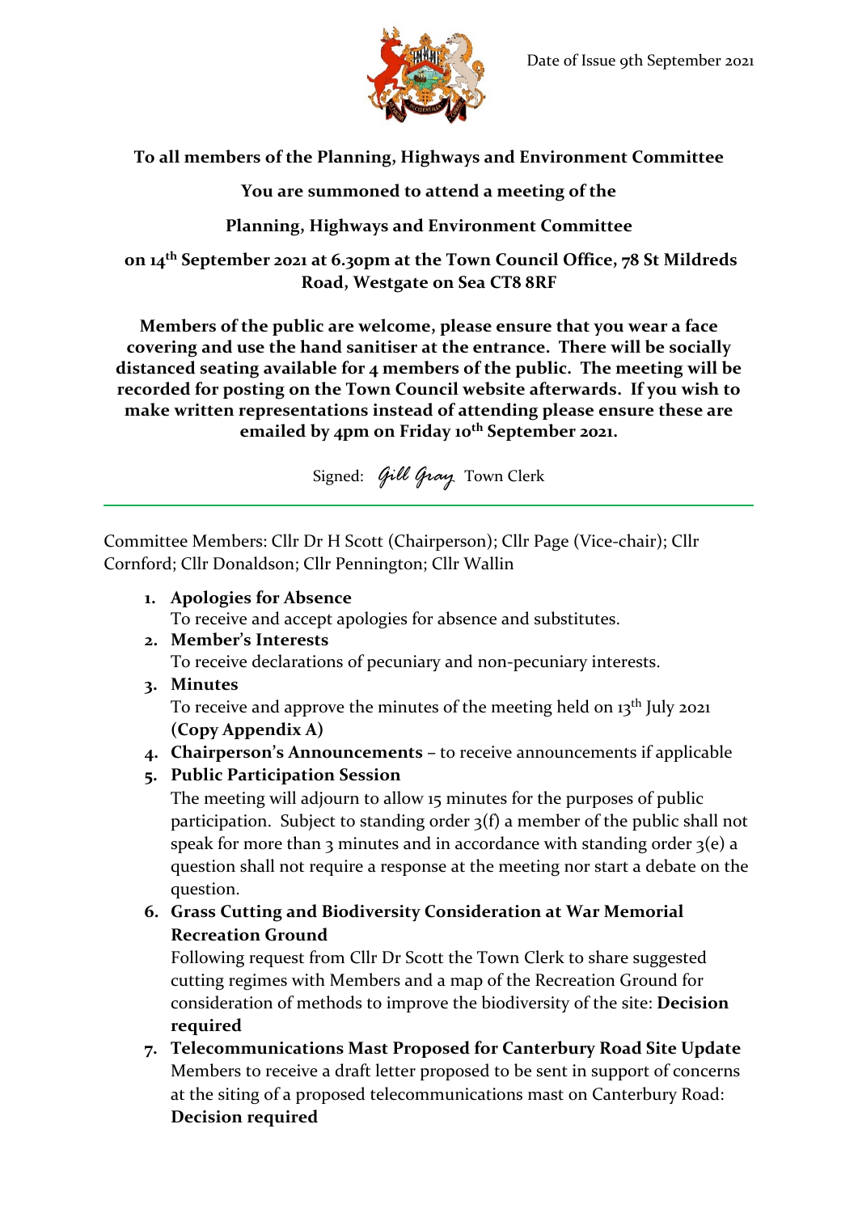Date of Issue 9th September 2021

**To all members of the Planning, Highways and Environment Committee**

**You are summoned to attend a meeting of the**

**Planning, Highways and Environment Committee**

**on 14th September 2021 at 6.30pm at the Town Council Office, 78 St Mildreds Road, Westgate on Sea CT8 8RF**

**Members of the public are welcome, please ensure that you wear a face covering and use the hand sanitiser at the entrance. There will be socially distanced seating available for 4 members of the public. The meeting will be recorded for posting on the Town Council website afterwards. If you wish to make written representations instead of attending please ensure these are emailed by 4pm on Friday 10th September 2021.**

Signed: *Gill Gray* Town Clerk

---

Committee Members: Cllr Dr H Scott (Chairperson); Cllr Page (Vice-chair); Cllr Cornford; Cllr Donaldson; Cllr Pennington; Cllr Wallin

1. **Apologies for Absence**
   To receive and accept apologies for absence and substitutes.
2. **Member's Interests**
   To receive declarations of pecuniary and non-pecuniary interests.
3. **Minutes**
   To receive and approve the minutes of the meeting held on 13th July 2021 **(Copy Appendix A)**
4. **Chairperson's Announcements** – to receive announcements if applicable
5. **Public Participation Session**
   The meeting will adjourn to allow 15 minutes for the purposes of public participation. Subject to standing order 3(f) a member of the public shall not speak for more than 3 minutes and in accordance with standing order 3(e) a question shall not require a response at the meeting nor start a debate on the question.
6. **Grass Cutting and Biodiversity Consideration at War Memorial Recreation Ground**
   Following request from Cllr Dr Scott the Town Clerk to share suggested cutting regimes with Members and a map of the Recreation Ground for consideration of methods to improve the biodiversity of the site: **Decision required**
7. **Telecommunications Mast Proposed for Canterbury Road Site Update**
   Members to receive a draft letter proposed to be sent in support of concerns at the siting of a proposed telecommunications mast on Canterbury Road: **Decision required**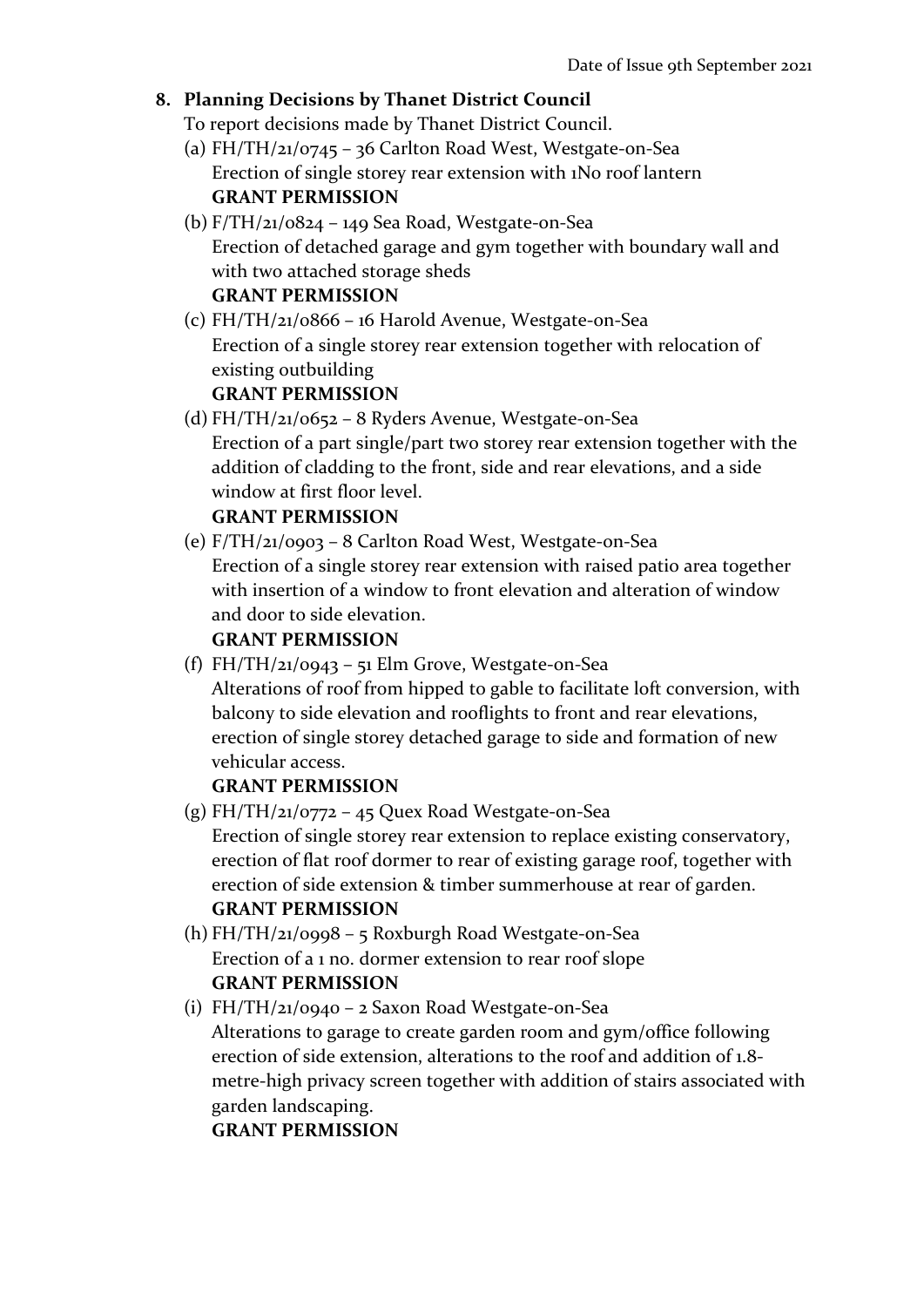Date of Issue 9th September 2021

**8. Planning Decisions by Thanet District Council**

To report decisions made by Thanet District Council.

(a) FH/TH/21/0745 – 36 Carlton Road West, Westgate-on-Sea
Erection of single storey rear extension with 1No roof lantern
**GRANT PERMISSION**

(b) F/TH/21/0824 – 149 Sea Road, Westgate-on-Sea
Erection of detached garage and gym together with boundary wall and with two attached storage sheds
**GRANT PERMISSION**

(c) FH/TH/21/0866 – 16 Harold Avenue, Westgate-on-Sea
Erection of a single storey rear extension together with relocation of existing outbuilding
**GRANT PERMISSION**

(d) FH/TH/21/0652 – 8 Ryders Avenue, Westgate-on-Sea
Erection of a part single/part two storey rear extension together with the addition of cladding to the front, side and rear elevations, and a side window at first floor level.
**GRANT PERMISSION**

(e) F/TH/21/0903 – 8 Carlton Road West, Westgate-on-Sea
Erection of a single storey rear extension with raised patio area together with insertion of a window to front elevation and alteration of window and door to side elevation.
**GRANT PERMISSION**

(f) FH/TH/21/0943 – 51 Elm Grove, Westgate-on-Sea
Alterations of roof from hipped to gable to facilitate loft conversion, with balcony to side elevation and rooflights to front and rear elevations, erection of single storey detached garage to side and formation of new vehicular access.
**GRANT PERMISSION**

(g) FH/TH/21/0772 – 45 Quex Road Westgate-on-Sea
Erection of single storey rear extension to replace existing conservatory, erection of flat roof dormer to rear of existing garage roof, together with erection of side extension & timber summerhouse at rear of garden.
**GRANT PERMISSION**

(h) FH/TH/21/0998 – 5 Roxburgh Road Westgate-on-Sea
Erection of a 1 no. dormer extension to rear roof slope
**GRANT PERMISSION**

(i) FH/TH/21/0940 – 2 Saxon Road Westgate-on-Sea
Alterations to garage to create garden room and gym/office following erection of side extension, alterations to the roof and addition of 1.8-metre-high privacy screen together with addition of stairs associated with garden landscaping.
**GRANT PERMISSION**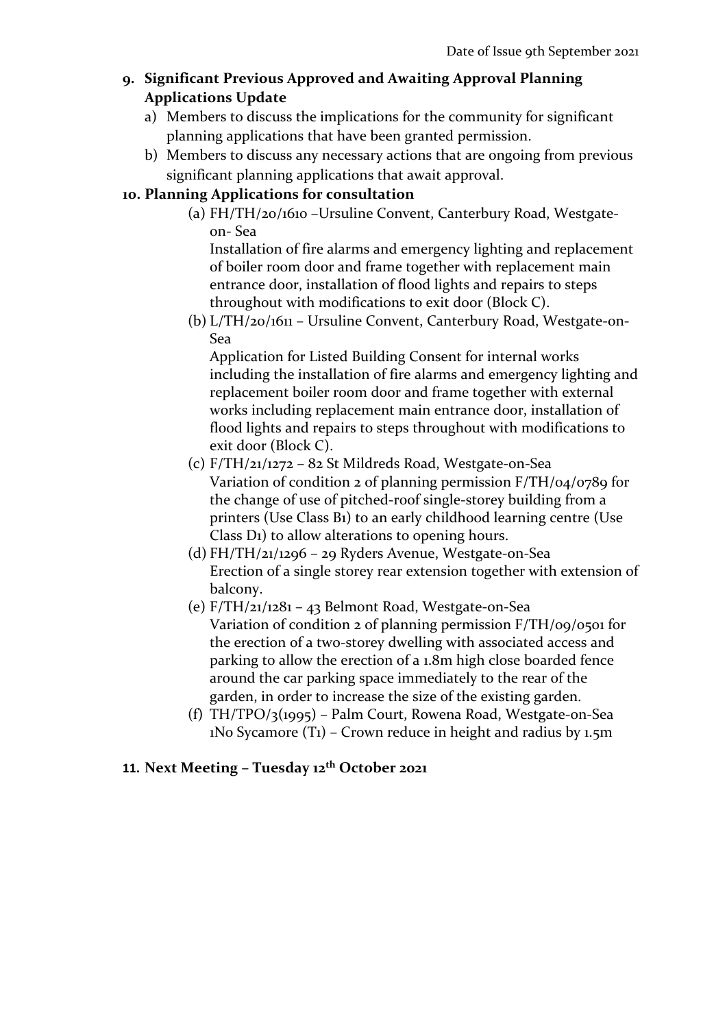Date of Issue 9th September 2021

9. **Significant Previous Approved and Awaiting Approval Planning Applications Update**
   a) Members to discuss the implications for the community for significant planning applications that have been granted permission.
   b) Members to discuss any necessary actions that are ongoing from previous significant planning applications that await approval.

10. **Planning Applications for consultation**
    (a) FH/TH/20/1610 –Ursuline Convent, Canterbury Road, Westgate-on- Sea
    Installation of fire alarms and emergency lighting and replacement of boiler room door and frame together with replacement main entrance door, installation of flood lights and repairs to steps throughout with modifications to exit door (Block C).
    (b) L/TH/20/1611 – Ursuline Convent, Canterbury Road, Westgate-on-Sea
    Application for Listed Building Consent for internal works including the installation of fire alarms and emergency lighting and replacement boiler room door and frame together with external works including replacement main entrance door, installation of flood lights and repairs to steps throughout with modifications to exit door (Block C).
    (c) F/TH/21/1272 – 82 St Mildreds Road, Westgate-on-Sea
    Variation of condition 2 of planning permission F/TH/04/0789 for the change of use of pitched-roof single-storey building from a printers (Use Class B1) to an early childhood learning centre (Use Class D1) to allow alterations to opening hours.
    (d) FH/TH/21/1296 – 29 Ryders Avenue, Westgate-on-Sea
    Erection of a single storey rear extension together with extension of balcony.
    (e) F/TH/21/1281 – 43 Belmont Road, Westgate-on-Sea
    Variation of condition 2 of planning permission F/TH/09/0501 for the erection of a two-storey dwelling with associated access and parking to allow the erection of a 1.8m high close boarded fence around the car parking space immediately to the rear of the garden, in order to increase the size of the existing garden.
    (f) TH/TPO/3(1995) – Palm Court, Rowena Road, Westgate-on-Sea
    1No Sycamore (T1) – Crown reduce in height and radius by 1.5m

11. **Next Meeting – Tuesday 12th October 2021**